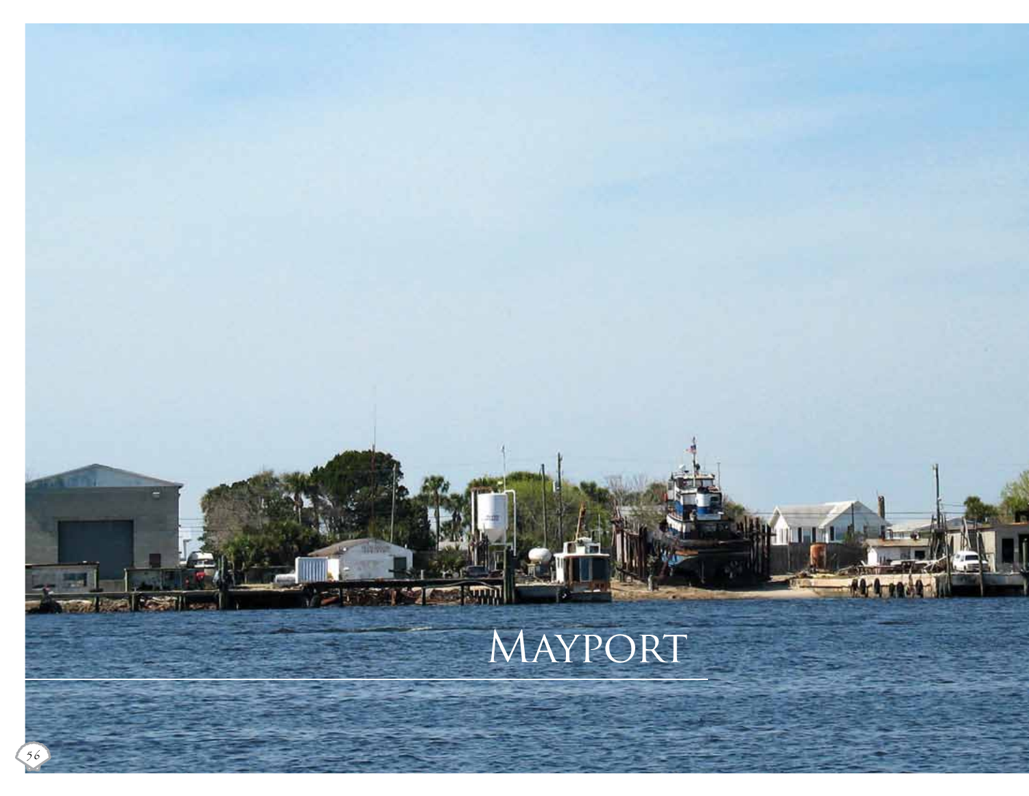# Mayport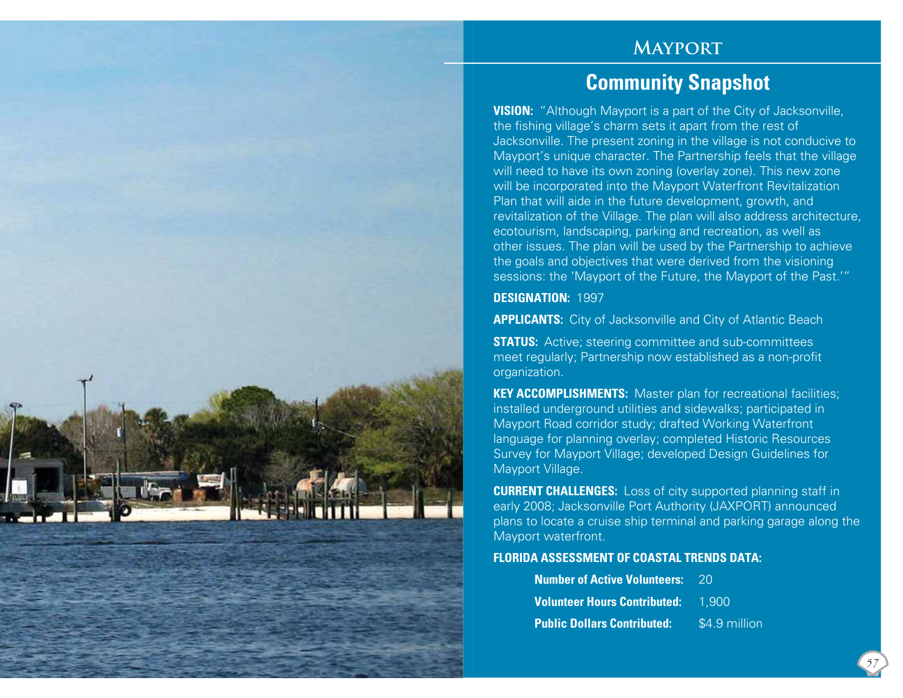# Mayport

## Community Snapshot

**VISION:** "Although Mayport is a part of the City of Jacksonville, the fishing village's charm sets it apart from the rest of Jacksonville. The present zoning in the village is not conducive to Mayport's unique character. The Partnership feels that the village will need to have its own zoning (overlay zone). This new zone will be incorporated into the Mayport Waterfront Revitalization Plan that will aide in the future development, growth, and revitalization of the Village. The plan will also address architecture, ecotourism, landscaping, parking and recreation, as well as other issues. The plan will be used by the Partnership to achieve the goals and objectives that were derived from the visioning sessions: the 'Mayport of the Future, the Mayport of the Past.'"

**DESIGNATION:** 1997

**APPLICANTS:** City of Jacksonville and City of Atlantic Beach

**STATUS:** Active; steering committee and sub-committees meet regularly; Partnership now established as a non-profit organization.

**KEY ACCOMPLISHMENTS:** Master plan for recreational facilities; installed underground utilities and sidewalks; participated in Mayport Road corridor study; drafted Working Waterfront language for planning overlay; completed Historic Resources Survey for Mayport Village; developed Design Guidelines for Mayport Village.

**CURRENT CHALLENGES:** Loss of city supported planning staff in early 2008; Jacksonville Port Authority (JAXPORT) announced plans to locate a cruise ship terminal and parking garage along the Mayport waterfront.

**FLORIDA ASSESSMENT OF COASTAL TRENDS DATA:**

| | |
|---|---|
| **Number of Active Volunteers:** | 20 |
| **Volunteer Hours Contributed:** | 1,900 |
| **Public Dollars Contributed:** | $4.9 million |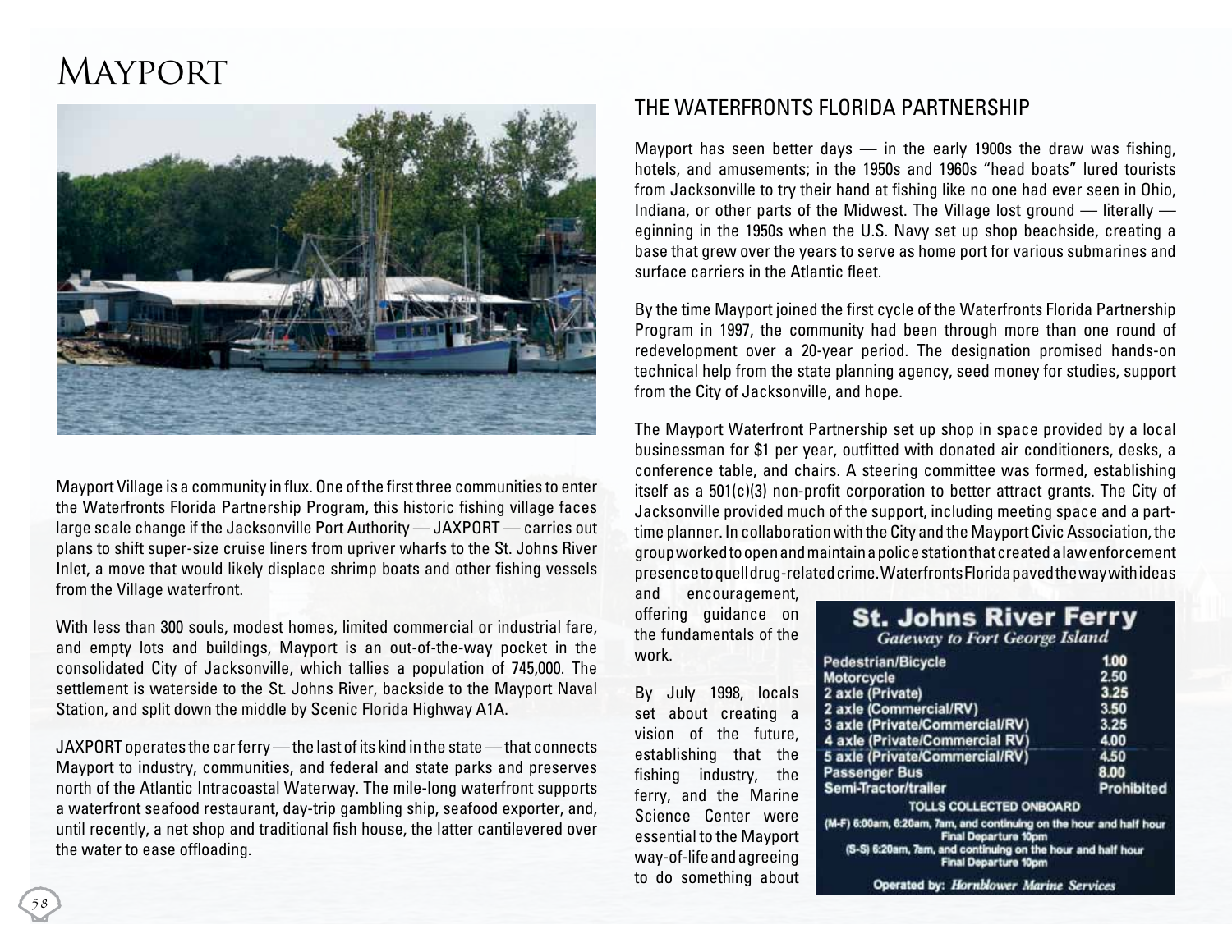# Mayport

Mayport Village is a community in flux. One of the first three communities to enter the Waterfronts Florida Partnership Program, this historic fishing village faces large scale change if the Jacksonville Port Authority — JAXPORT — carries out plans to shift super-size cruise liners from upriver wharfs to the St. Johns River Inlet, a move that would likely displace shrimp boats and other fishing vessels from the Village waterfront.

With less than 300 souls, modest homes, limited commercial or industrial fare, and empty lots and buildings, Mayport is an out-of-the-way pocket in the consolidated City of Jacksonville, which tallies a population of 745,000. The settlement is waterside to the St. Johns River, backside to the Mayport Naval Station, and split down the middle by Scenic Florida Highway A1A.

JAXPORT operates the car ferry — the last of its kind in the state — that connects Mayport to industry, communities, and federal and state parks and preserves north of the Atlantic Intracoastal Waterway. The mile-long waterfront supports a waterfront seafood restaurant, day-trip gambling ship, seafood exporter, and, until recently, a net shop and traditional fish house, the latter cantilevered over the water to ease offloading.

## THE WATERFRONTS FLORIDA PARTNERSHIP

Mayport has seen better days — in the early 1900s the draw was fishing, hotels, and amusements; in the 1950s and 1960s "head boats" lured tourists from Jacksonville to try their hand at fishing like no one had ever seen in Ohio, Indiana, or other parts of the Midwest. The Village lost ground — literally — eginning in the 1950s when the U.S. Navy set up shop beachside, creating a base that grew over the years to serve as home port for various submarines and surface carriers in the Atlantic fleet.

By the time Mayport joined the first cycle of the Waterfronts Florida Partnership Program in 1997, the community had been through more than one round of redevelopment over a 20-year period. The designation promised hands-on technical help from the state planning agency, seed money for studies, support from the City of Jacksonville, and hope.

The Mayport Waterfront Partnership set up shop in space provided by a local businessman for $1 per year, outfitted with donated air conditioners, desks, a conference table, and chairs. A steering committee was formed, establishing itself as a 501(c)(3) non-profit corporation to better attract grants. The City of Jacksonville provided much of the support, including meeting space and a part-time planner. In collaboration with the City and the Mayport Civic Association, the group worked to open and maintain a police station that created a law enforcement presence to quell drug-related crime. Waterfronts Florida paved the way with ideas and encouragement, offering guidance on the fundamentals of the work.

By July 1998, locals set about creating a vision of the future, establishing that the fishing industry, the ferry, and the Marine Science Center were essential to the Mayport way-of-life and agreeing to do something about

**St. Johns River Ferry**
*Gateway to Fort George Island*

| Vehicle | Toll |
|---|---|
| Pedestrian/Bicycle | 1.00 |
| Motorcycle | 2.50 |
| 2 axle (Private) | 3.25 |
| 2 axle (Commercial/RV) | 3.50 |
| 3 axle (Private/Commercial/RV) | 3.25 |
| 4 axle (Private/Commercial RV) | 4.00 |
| 5 axle (Private/Commercial/RV) | 4.50 |
| Passenger Bus | 8.00 |
| Semi-Tractor/trailer | Prohibited |

TOLLS COLLECTED ONBOARD

(M-F) 6:00am, 6:20am, 7am, and continuing on the hour and half hour
Final Departure 10pm

(S-S) 6:20am, 7am, and continuing on the hour and half hour
Final Departure 10pm

Operated by: *Hornblower Marine Services*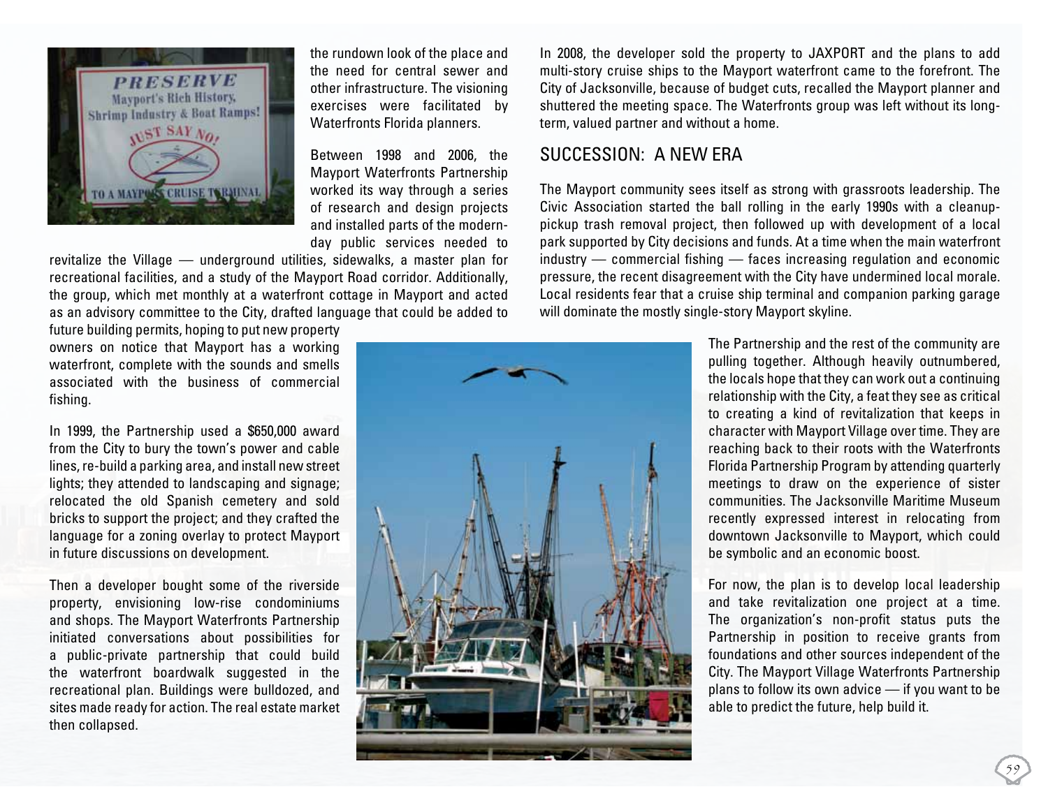the rundown look of the place and the need for central sewer and other infrastructure. The visioning exercises were facilitated by Waterfronts Florida planners.

Between 1998 and 2006, the Mayport Waterfronts Partnership worked its way through a series of research and design projects and installed parts of the modern-day public services needed to revitalize the Village — underground utilities, sidewalks, a master plan for recreational facilities, and a study of the Mayport Road corridor. Additionally, the group, which met monthly at a waterfront cottage in Mayport and acted as an advisory committee to the City, drafted language that could be added to future building permits, hoping to put new property owners on notice that Mayport has a working waterfront, complete with the sounds and smells associated with the business of commercial fishing.

In 1999, the Partnership used a $650,000 award from the City to bury the town's power and cable lines, re-build a parking area, and install new street lights; they attended to landscaping and signage; relocated the old Spanish cemetery and sold bricks to support the project; and they crafted the language for a zoning overlay to protect Mayport in future discussions on development.

Then a developer bought some of the riverside property, envisioning low-rise condominiums and shops. The Mayport Waterfronts Partnership initiated conversations about possibilities for a public-private partnership that could build the waterfront boardwalk suggested in the recreational plan. Buildings were bulldozed, and sites made ready for action. The real estate market then collapsed.

In 2008, the developer sold the property to JAXPORT and the plans to add multi-story cruise ships to the Mayport waterfront came to the forefront. The City of Jacksonville, because of budget cuts, recalled the Mayport planner and shuttered the meeting space. The Waterfronts group was left without its long-term, valued partner and without a home.

## SUCCESSION: A NEW ERA

The Mayport community sees itself as strong with grassroots leadership. The Civic Association started the ball rolling in the early 1990s with a cleanup-pickup trash removal project, then followed up with development of a local park supported by City decisions and funds. At a time when the main waterfront industry — commercial fishing — faces increasing regulation and economic pressure, the recent disagreement with the City have undermined local morale. Local residents fear that a cruise ship terminal and companion parking garage will dominate the mostly single-story Mayport skyline.

The Partnership and the rest of the community are pulling together. Although heavily outnumbered, the locals hope that they can work out a continuing relationship with the City, a feat they see as critical to creating a kind of revitalization that keeps in character with Mayport Village over time. They are reaching back to their roots with the Waterfronts Florida Partnership Program by attending quarterly meetings to draw on the experience of sister communities. The Jacksonville Maritime Museum recently expressed interest in relocating from downtown Jacksonville to Mayport, which could be symbolic and an economic boost.

For now, the plan is to develop local leadership and take revitalization one project at a time. The organization's non-profit status puts the Partnership in position to receive grants from foundations and other sources independent of the City. The Mayport Village Waterfronts Partnership plans to follow its own advice — if you want to be able to predict the future, help build it.